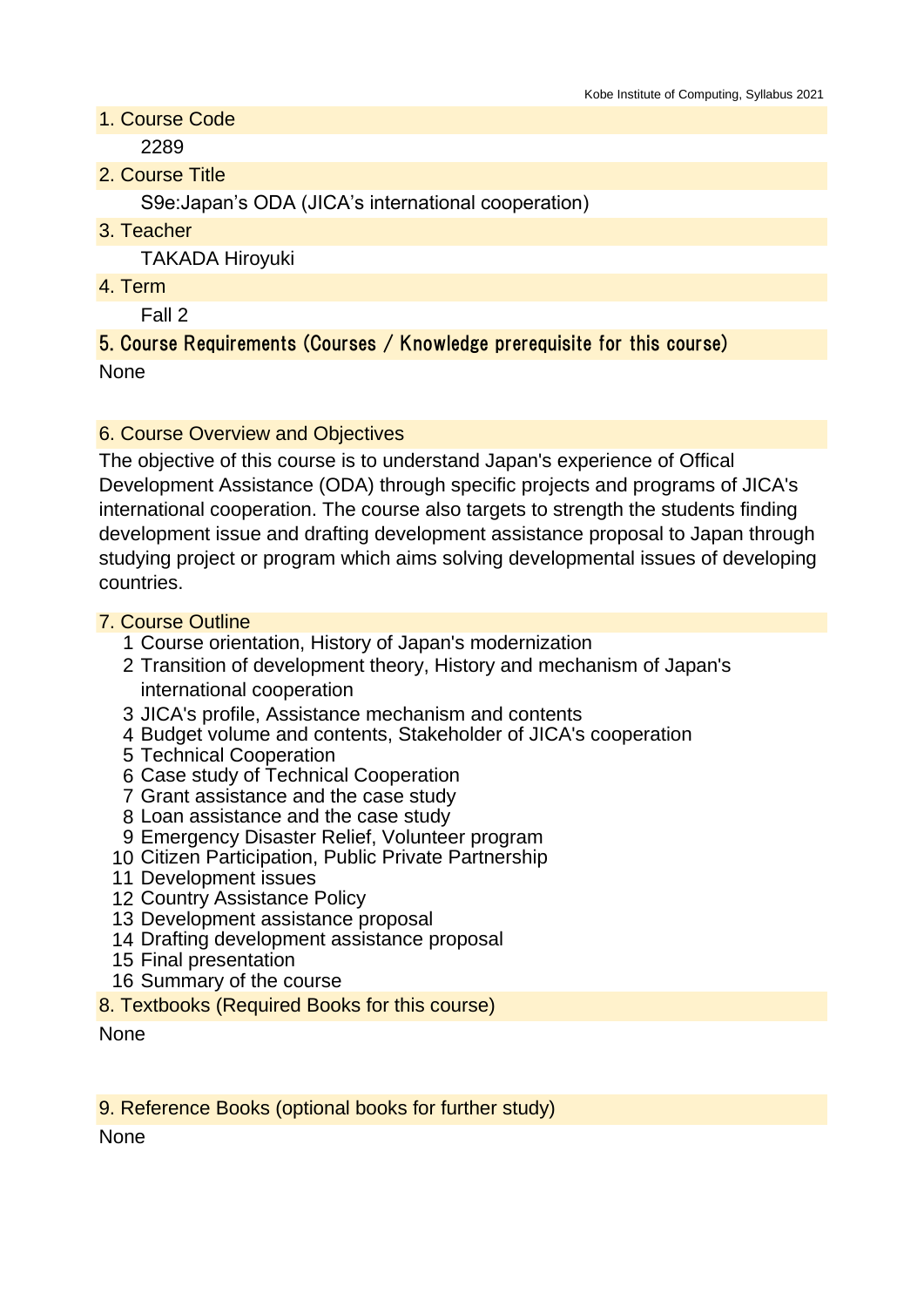## 1. Course Code

2289

## 2. Course Title

S9e:Japan’s ODA (JICA’s international cooperation)

## 3. Teacher

TAKADA Hiroyuki

## 4. Term

Fall 2

## 5. Course Requirements (Courses / Knowledge prerequisite for this course)

None

## 6. Course Overview and Objectives

The objective of this course is to understand Japan's experience of Offical Development Assistance (ODA) through specific projects and programs of JICA's international cooperation. The course also targets to strength the students finding development issue and drafting development assistance proposal to Japan through studying project or program which aims solving developmental issues of developing countries.

## 7. Course Outline

1. Course orientation, History of Japan's modernization
2. Transition of development theory, History and mechanism of Japan's international cooperation
3. JICA's profile, Assistance mechanism and contents
4. Budget volume and contents, Stakeholder of JICA's cooperation
5. Technical Cooperation
6. Case study of Technical Cooperation
7. Grant assistance and the case study
8. Loan assistance and the case study
9. Emergency Disaster Relief, Volunteer program
10. Citizen Participation, Public Private Partnership
11. Development issues
12. Country Assistance Policy
13. Development assistance proposal
14. Drafting development assistance proposal
15. Final presentation
16. Summary of the course

## 8. Textbooks (Required Books for this course)

None

## 9. Reference Books (optional books for further study)

None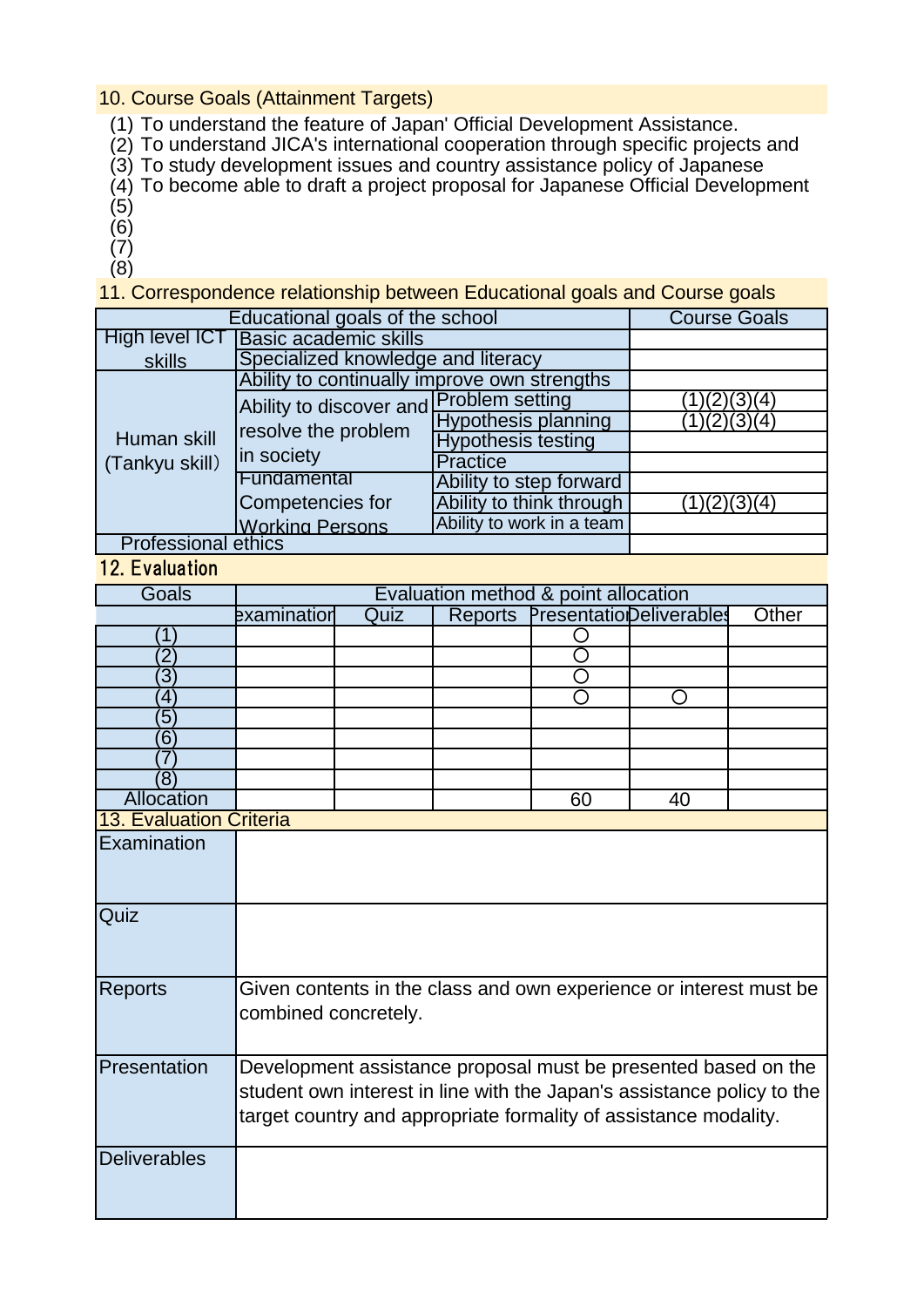## 10. Course Goals (Attainment Targets)

(1) To understand the feature of Japan' Official Development Assistance.
(2) To understand JICA's international cooperation through specific projects and
(3) To study development issues and country assistance policy of Japanese
(4) To become able to draft a project proposal for Japanese Official Development
(5)
(6)
(7)
(8)

## 11. Correspondence relationship between Educational goals and Course goals

| Educational goals of the school | | | Course Goals |
|---|---|---|---|
| High level ICT skills | Basic academic skills | | |
| | Specialized knowledge and literacy | | |
| Human skill (Tankyu skill) | Ability to continually improve own strengths | | |
| | Ability to discover and resolve the problem in society | Problem setting | (1)(2)(3)(4) |
| | | Hypothesis planning | (1)(2)(3)(4) |
| | | Hypothesis testing | |
| | | Practice | |
| | Fundamental Competencies for Working Persons | Ability to step forward | |
| | | Ability to think through | (1)(2)(3)(4) |
| | | Ability to work in a team | |
| Professional ethics | | | |

## 12. Evaluation

| Goals | Evaluation method & point allocation | | | | | |
|---|---|---|---|---|---|---|
| | examination | Quiz | Reports | Presentation | Deliverables | Other |
| (1) | | | | ○ | | |
| (2) | | | | ○ | | |
| (3) | | | | ○ | | |
| (4) | | | | ○ | ○ | |
| (5) | | | | | | |
| (6) | | | | | | |
| (7) | | | | | | |
| (8) | | | | | | |
| Allocation | | | | 60 | 40 | |

## 13. Evaluation Criteria

| | |
|---|---|
| Examination | |
| Quiz | |
| Reports | Given contents in the class and own experience or interest must be combined concretely. |
| Presentation | Development assistance proposal must be presented based on the student own interest in line with the Japan's assistance policy to the target country and appropriate formality of assistance modality. |
| Deliverables | |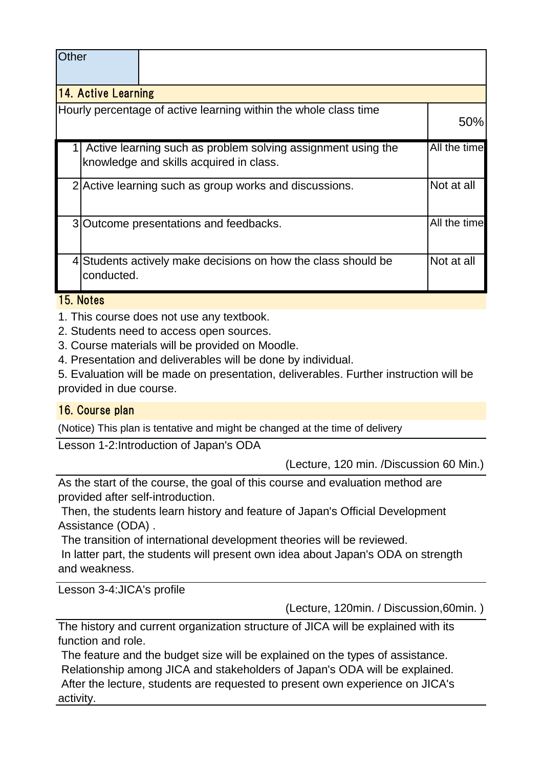| Other | |
|---|---|

## 14. Active Learning

| Hourly percentage of active learning within the whole class time | 50% |
|---|---|

| | | |
|---|---|---|
| 1 | Active learning such as problem solving assignment using the knowledge and skills acquired in class. | All the time |
| 2 | Active learning such as group works and discussions. | Not at all |
| 3 | Outcome presentations and feedbacks. | All the time |
| 4 | Students actively make decisions on how the class should be conducted. | Not at all |

## 15. Notes

1. This course does not use any textbook.
2. Students need to access open sources.
3. Course materials will be provided on Moodle.
4. Presentation and deliverables will be done by individual.
5. Evaluation will be made on presentation, deliverables. Further instruction will be provided in due course.

## 16. Course plan

(Notice) This plan is tentative and might be changed at the time of delivery

Lesson 1-2:Introduction of Japan's ODA

(Lecture, 120 min. /Discussion 60 Min.)

As the start of the course, the goal of this course and evaluation method are provided after self-introduction.
Then, the students learn history and feature of Japan's Official Development Assistance (ODA) .
The transition of international development theories will be reviewed.
In latter part, the students will present own idea about Japan's ODA on strength and weakness.

Lesson 3-4:JICA's profile

(Lecture, 120min. / Discussion,60min. )

The history and current organization structure of JICA will be explained with its function and role.
The feature and the budget size will be explained on the types of assistance.
Relationship among JICA and stakeholders of Japan's ODA will be explained.
After the lecture, students are requested to present own experience on JICA's activity.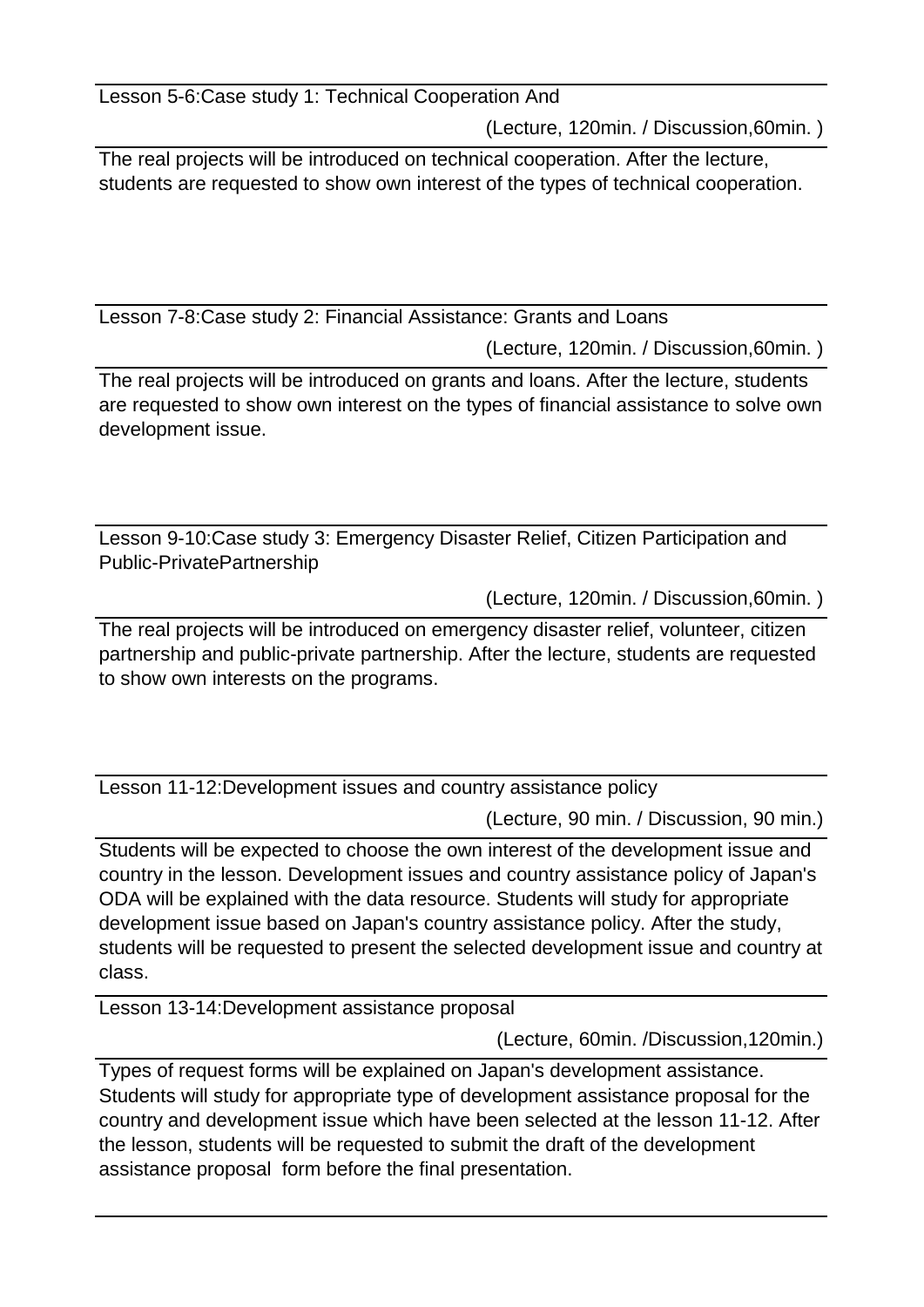Lesson 5-6:Case study 1: Technical Cooperation And

(Lecture, 120min. / Discussion,60min. )

The real projects will be introduced on technical cooperation. After the lecture, students are requested to show own interest of the types of technical cooperation.

Lesson 7-8:Case study 2: Financial Assistance: Grants and Loans

(Lecture, 120min. / Discussion,60min. )

The real projects will be introduced on grants and loans. After the lecture, students are requested to show own interest on the types of financial assistance to solve own development issue.

Lesson 9-10:Case study 3: Emergency Disaster Relief, Citizen Participation and Public-PrivatePartnership

(Lecture, 120min. / Discussion,60min. )

The real projects will be introduced on emergency disaster relief, volunteer, citizen partnership and public-private partnership. After the lecture, students are requested to show own interests on the programs.

Lesson 11-12:Development issues and country assistance policy

(Lecture, 90 min. / Discussion, 90 min.)

Students will be expected to choose the own interest of the development issue and country in the lesson. Development issues and country assistance policy of Japan's ODA will be explained with the data resource. Students will study for appropriate development issue based on Japan's country assistance policy. After the study, students will be requested to present the selected development issue and country at class.

Lesson 13-14:Development assistance proposal

(Lecture, 60min. /Discussion,120min.)

Types of request forms will be explained on Japan's development assistance. Students will study for appropriate type of development assistance proposal for the country and development issue which have been selected at the lesson 11-12. After the lesson, students will be requested to submit the draft of the development assistance proposal form before the final presentation.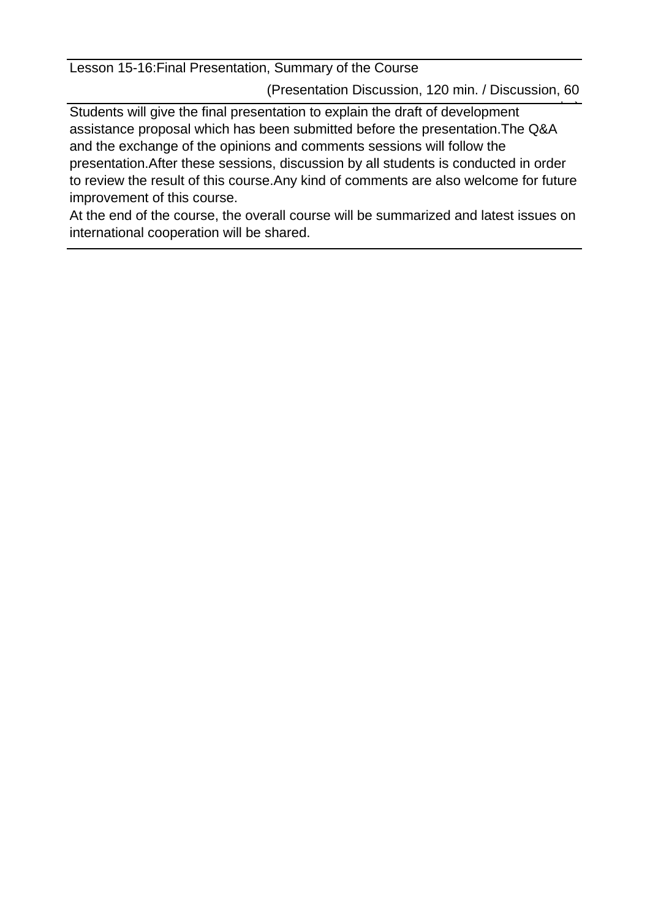Lesson 15-16:Final Presentation, Summary of the Course

(Presentation Discussion, 120 min. / Discussion, 60 min.)

Students will give the final presentation to explain the draft of development assistance proposal which has been submitted before the presentation.The Q&A and the exchange of the opinions and comments sessions will follow the presentation.After these sessions, discussion by all students is conducted in order to review the result of this course.Any kind of comments are also welcome for future improvement of this course.

At the end of the course, the overall course will be summarized and latest issues on international cooperation will be shared.